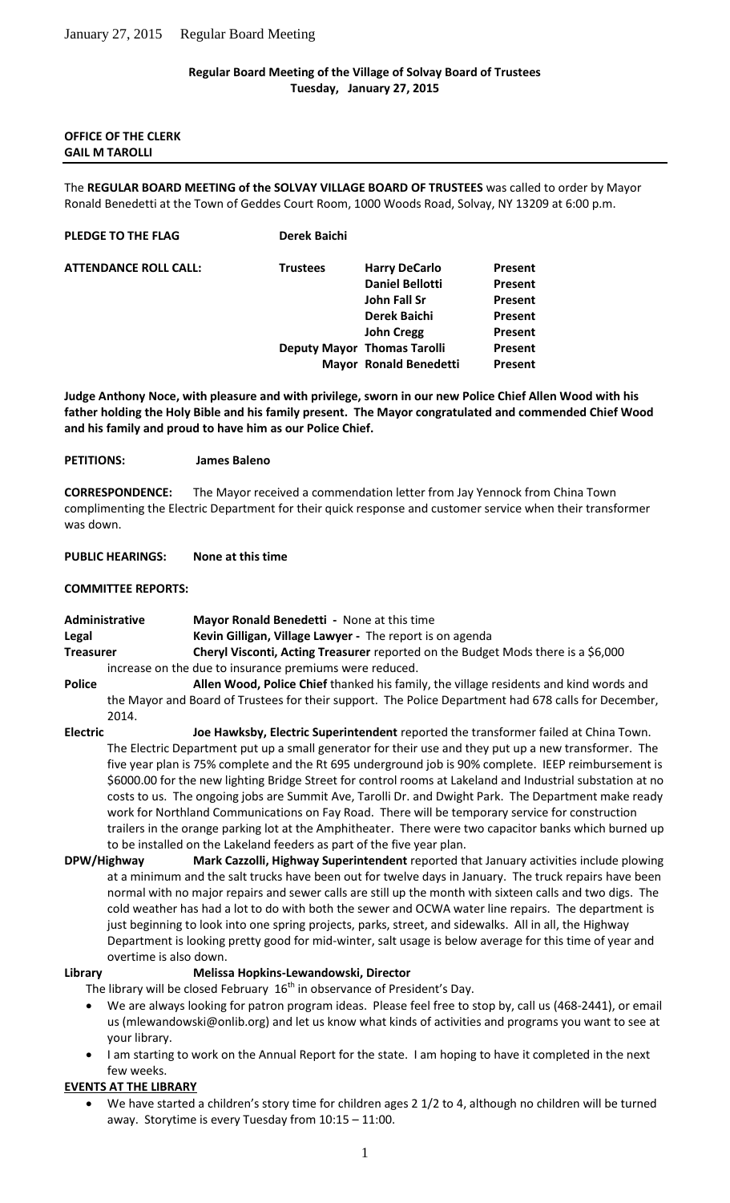**Regular Board Meeting of the Village of Solvay Board of Trustees**
**Tuesday, January 27, 2015**

**OFFICE OF THE CLERK**
**GAIL M TAROLLI**

The **REGULAR BOARD MEETING of the SOLVAY VILLAGE BOARD OF TRUSTEES** was called to order by Mayor Ronald Benedetti at the Town of Geddes Court Room, 1000 Woods Road, Solvay, NY 13209 at 6:00 p.m.

**PLEDGE TO THE FLAG** **Derek Baichi**

| **ATTENDANCE ROLL CALL:** | **Trustees** | **Harry DeCarlo** | **Present** |
|---|---|---|---|
| | | **Daniel Bellotti** | **Present** |
| | | **John Fall Sr** | **Present** |
| | | **Derek Baichi** | **Present** |
| | | **John Cregg** | **Present** |
| | **Deputy Mayor** | **Thomas Tarolli** | **Present** |
| | **Mayor** | **Ronald Benedetti** | **Present** |

**Judge Anthony Noce, with pleasure and with privilege, sworn in our new Police Chief Allen Wood with his father holding the Holy Bible and his family present. The Mayor congratulated and commended Chief Wood and his family and proud to have him as our Police Chief.**

**PETITIONS:** **James Baleno**

**CORRESPONDENCE:** The Mayor received a commendation letter from Jay Yennock from China Town complimenting the Electric Department for their quick response and customer service when their transformer was down.

**PUBLIC HEARINGS:** **None at this time**

**COMMITTEE REPORTS:**

**Administrative** **Mayor Ronald Benedetti -** None at this time

**Legal** **Kevin Gilligan, Village Lawyer -** The report is on agenda

**Treasurer** **Cheryl Visconti, Acting Treasurer** reported on the Budget Mods there is a $6,000 increase on the due to insurance premiums were reduced.

**Police** **Allen Wood, Police Chief** thanked his family, the village residents and kind words and the Mayor and Board of Trustees for their support. The Police Department had 678 calls for December, 2014.

**Electric** **Joe Hawksby, Electric Superintendent** reported the transformer failed at China Town. The Electric Department put up a small generator for their use and they put up a new transformer. The five year plan is 75% complete and the Rt 695 underground job is 90% complete. IEEP reimbursement is $6000.00 for the new lighting Bridge Street for control rooms at Lakeland and Industrial substation at no costs to us. The ongoing jobs are Summit Ave, Tarolli Dr. and Dwight Park. The Department make ready work for Northland Communications on Fay Road. There will be temporary service for construction trailers in the orange parking lot at the Amphitheater. There were two capacitor banks which burned up to be installed on the Lakeland feeders as part of the five year plan.

**DPW/Highway** **Mark Cazzolli, Highway Superintendent** reported that January activities include plowing at a minimum and the salt trucks have been out for twelve days in January. The truck repairs have been normal with no major repairs and sewer calls are still up the month with sixteen calls and two digs. The cold weather has had a lot to do with both the sewer and OCWA water line repairs. The department is just beginning to look into one spring projects, parks, street, and sidewalks. All in all, the Highway Department is looking pretty good for mid-winter, salt usage is below average for this time of year and overtime is also down.

**Library** **Melissa Hopkins-Lewandowski, Director**

The library will be closed February 16th in observance of President's Day.

- We are always looking for patron program ideas. Please feel free to stop by, call us (468-2441), or email us (mlewandowski@onlib.org) and let us know what kinds of activities and programs you want to see at your library.
- I am starting to work on the Annual Report for the state. I am hoping to have it completed in the next few weeks.

**EVENTS AT THE LIBRARY**

- We have started a children's story time for children ages 2 1/2 to 4, although no children will be turned away. Storytime is every Tuesday from 10:15 – 11:00.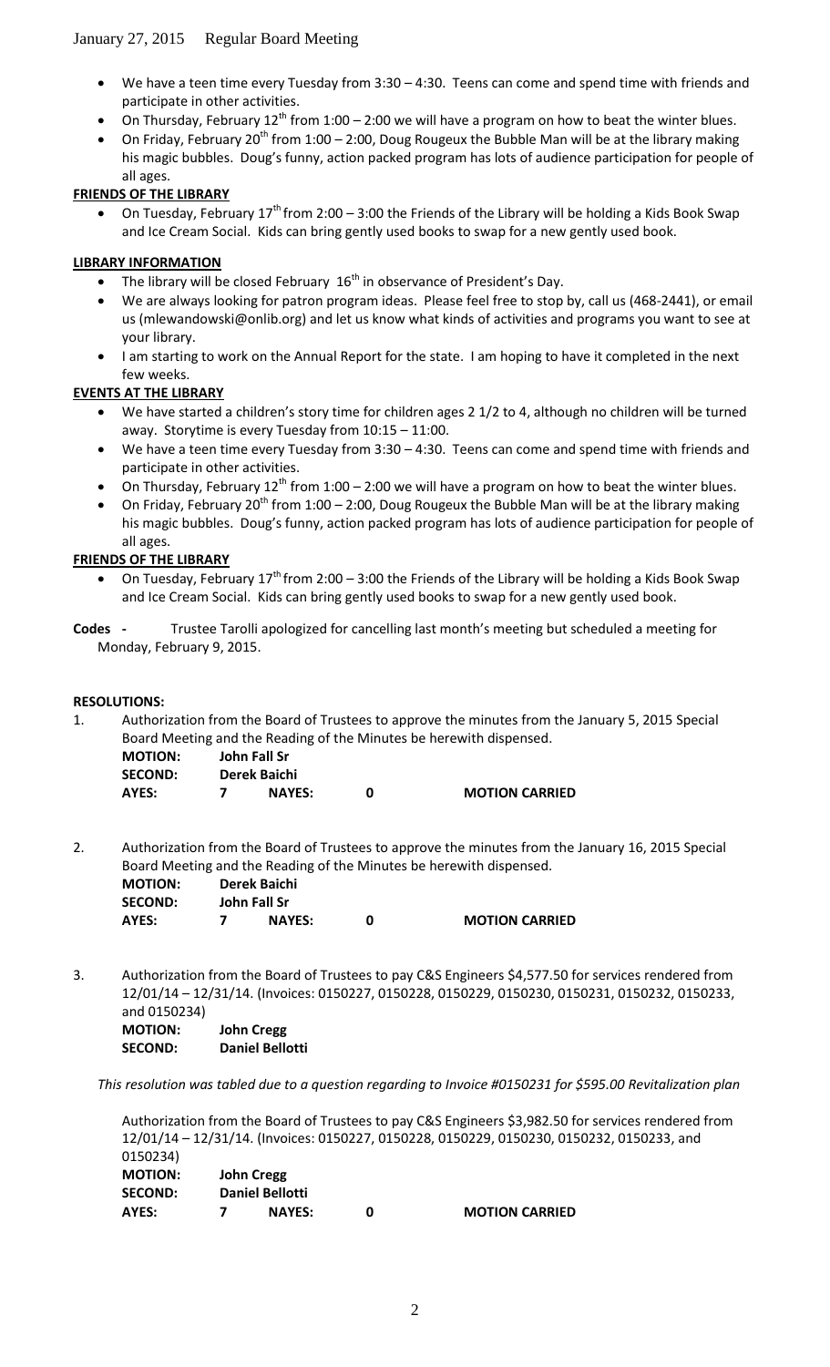- We have a teen time every Tuesday from 3:30 – 4:30. Teens can come and spend time with friends and participate in other activities.
- On Thursday, February 12th from 1:00 – 2:00 we will have a program on how to beat the winter blues.
- On Friday, February 20th from 1:00 – 2:00, Doug Rougeux the Bubble Man will be at the library making his magic bubbles. Doug's funny, action packed program has lots of audience participation for people of all ages.

**FRIENDS OF THE LIBRARY**

- On Tuesday, February 17th from 2:00 – 3:00 the Friends of the Library will be holding a Kids Book Swap and Ice Cream Social. Kids can bring gently used books to swap for a new gently used book.

**LIBRARY INFORMATION**

- The library will be closed February 16th in observance of President's Day.
- We are always looking for patron program ideas. Please feel free to stop by, call us (468-2441), or email us (mlewandowski@onlib.org) and let us know what kinds of activities and programs you want to see at your library.
- I am starting to work on the Annual Report for the state. I am hoping to have it completed in the next few weeks.

**EVENTS AT THE LIBRARY**

- We have started a children's story time for children ages 2 1/2 to 4, although no children will be turned away. Storytime is every Tuesday from 10:15 – 11:00.
- We have a teen time every Tuesday from 3:30 – 4:30. Teens can come and spend time with friends and participate in other activities.
- On Thursday, February 12th from 1:00 – 2:00 we will have a program on how to beat the winter blues.
- On Friday, February 20th from 1:00 – 2:00, Doug Rougeux the Bubble Man will be at the library making his magic bubbles. Doug's funny, action packed program has lots of audience participation for people of all ages.

**FRIENDS OF THE LIBRARY**

- On Tuesday, February 17th from 2:00 – 3:00 the Friends of the Library will be holding a Kids Book Swap and Ice Cream Social. Kids can bring gently used books to swap for a new gently used book.

**Codes -** Trustee Tarolli apologized for cancelling last month's meeting but scheduled a meeting for Monday, February 9, 2015.

**RESOLUTIONS:**

1. Authorization from the Board of Trustees to approve the minutes from the January 5, 2015 Special Board Meeting and the Reading of the Minutes be herewith dispensed.

   **MOTION:** **John Fall Sr**
   **SECOND:** **Derek Baichi**
   **AYES:** **7** **NAYES:** **0** **MOTION CARRIED**

2. Authorization from the Board of Trustees to approve the minutes from the January 16, 2015 Special Board Meeting and the Reading of the Minutes be herewith dispensed.

   **MOTION:** **Derek Baichi**
   **SECOND:** **John Fall Sr**
   **AYES:** **7** **NAYES:** **0** **MOTION CARRIED**

3. Authorization from the Board of Trustees to pay C&S Engineers $4,577.50 for services rendered from 12/01/14 – 12/31/14. (Invoices: 0150227, 0150228, 0150229, 0150230, 0150231, 0150232, 0150233, and 0150234)

   **MOTION:** **John Cregg**
   **SECOND:** **Daniel Bellotti**

*This resolution was tabled due to a question regarding to Invoice #0150231 for $595.00 Revitalization plan*

Authorization from the Board of Trustees to pay C&S Engineers $3,982.50 for services rendered from 12/01/14 – 12/31/14. (Invoices: 0150227, 0150228, 0150229, 0150230, 0150232, 0150233, and 0150234)

**MOTION:** **John Cregg**
**SECOND:** **Daniel Bellotti**
**AYES:** **7** **NAYES:** **0** **MOTION CARRIED**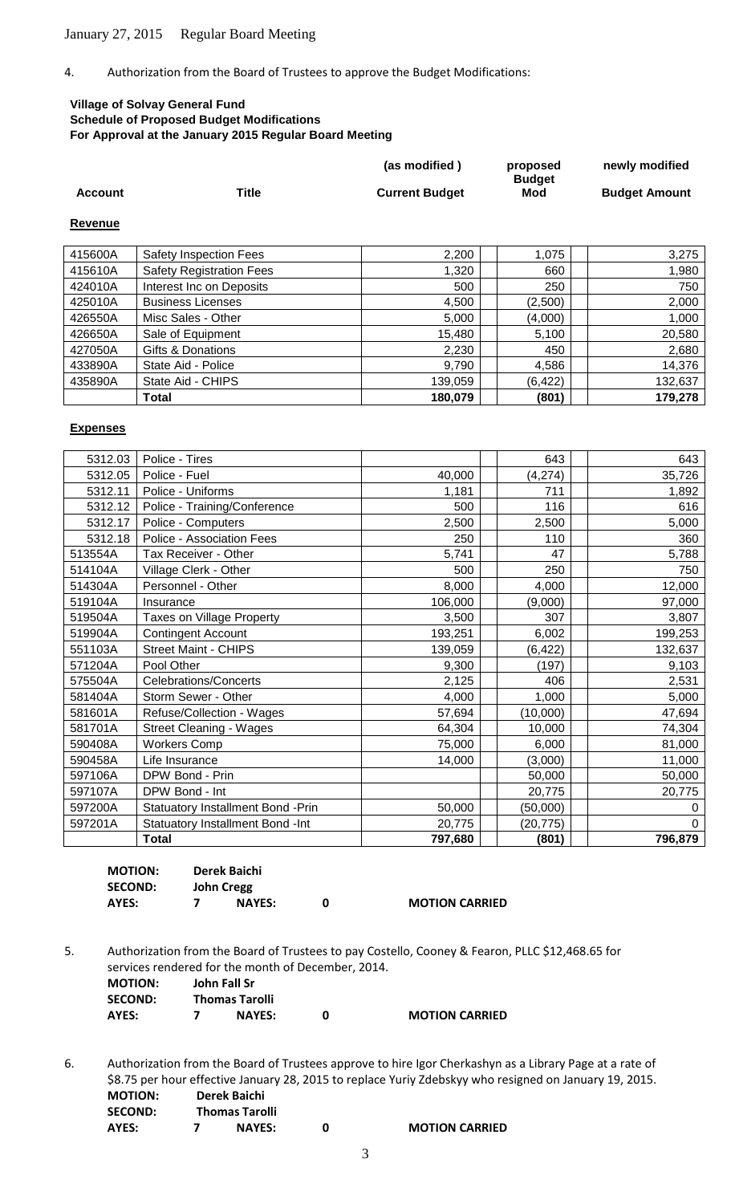January 27, 2015 Regular Board Meeting

4. Authorization from the Board of Trustees to approve the Budget Modifications:

**Village of Solvay General Fund**
**Schedule of Proposed Budget Modifications**
**For Approval at the January 2015 Regular Board Meeting**

**Revenue**

| Account | Title | (as modified ) Current Budget | proposed Budget Mod | newly modified Budget Amount |
|---|---|---|---|---|
| 415600A | Safety Inspection Fees | 2,200 | 1,075 | 3,275 |
| 415610A | Safety Registration Fees | 1,320 | 660 | 1,980 |
| 424010A | Interest Inc on Deposits | 500 | 250 | 750 |
| 425010A | Business Licenses | 4,500 | (2,500) | 2,000 |
| 426550A | Misc Sales - Other | 5,000 | (4,000) | 1,000 |
| 426650A | Sale of Equipment | 15,480 | 5,100 | 20,580 |
| 427050A | Gifts & Donations | 2,230 | 450 | 2,680 |
| 433890A | State Aid - Police | 9,790 | 4,586 | 14,376 |
| 435890A | State Aid - CHIPS | 139,059 | (6,422) | 132,637 |
| | **Total** | **180,079** | **(801)** | **179,278** |

**Expenses**

| Account | Title | (as modified ) Current Budget | proposed Budget Mod | newly modified Budget Amount |
|---|---|---|---|---|
| 5312.03 | Police - Tires | | 643 | 643 |
| 5312.05 | Police - Fuel | 40,000 | (4,274) | 35,726 |
| 5312.11 | Police - Uniforms | 1,181 | 711 | 1,892 |
| 5312.12 | Police - Training/Conference | 500 | 116 | 616 |
| 5312.17 | Police - Computers | 2,500 | 2,500 | 5,000 |
| 5312.18 | Police - Association Fees | 250 | 110 | 360 |
| 513554A | Tax Receiver - Other | 5,741 | 47 | 5,788 |
| 514104A | Village Clerk - Other | 500 | 250 | 750 |
| 514304A | Personnel - Other | 8,000 | 4,000 | 12,000 |
| 519104A | Insurance | 106,000 | (9,000) | 97,000 |
| 519504A | Taxes on Village Property | 3,500 | 307 | 3,807 |
| 519904A | Contingent Account | 193,251 | 6,002 | 199,253 |
| 551103A | Street Maint - CHIPS | 139,059 | (6,422) | 132,637 |
| 571204A | Pool Other | 9,300 | (197) | 9,103 |
| 575504A | Celebrations/Concerts | 2,125 | 406 | 2,531 |
| 581404A | Storm Sewer - Other | 4,000 | 1,000 | 5,000 |
| 581601A | Refuse/Collection - Wages | 57,694 | (10,000) | 47,694 |
| 581701A | Street Cleaning - Wages | 64,304 | 10,000 | 74,304 |
| 590408A | Workers Comp | 75,000 | 6,000 | 81,000 |
| 590458A | Life Insurance | 14,000 | (3,000) | 11,000 |
| 597106A | DPW Bond - Prin | | 50,000 | 50,000 |
| 597107A | DPW Bond - Int | | 20,775 | 20,775 |
| 597200A | Statuatory Installment Bond -Prin | 50,000 | (50,000) | 0 |
| 597201A | Statuatory Installment Bond -Int | 20,775 | (20,775) | 0 |
| | **Total** | **797,680** | **(801)** | **796,879** |

**MOTION:** Derek Baichi
**SECOND:** John Cregg
**AYES:** 7 **NAYES:** 0 **MOTION CARRIED**

5. Authorization from the Board of Trustees to pay Costello, Cooney & Fearon, PLLC $12,468.65 for services rendered for the month of December, 2014.

**MOTION:** John Fall Sr
**SECOND:** Thomas Tarolli
**AYES:** 7 **NAYES:** 0 **MOTION CARRIED**

6. Authorization from the Board of Trustees approve to hire Igor Cherkashyn as a Library Page at a rate of $8.75 per hour effective January 28, 2015 to replace Yuriy Zdebskyy who resigned on January 19, 2015.

**MOTION:** Derek Baichi
**SECOND:** Thomas Tarolli
**AYES:** 7 **NAYES:** 0 **MOTION CARRIED**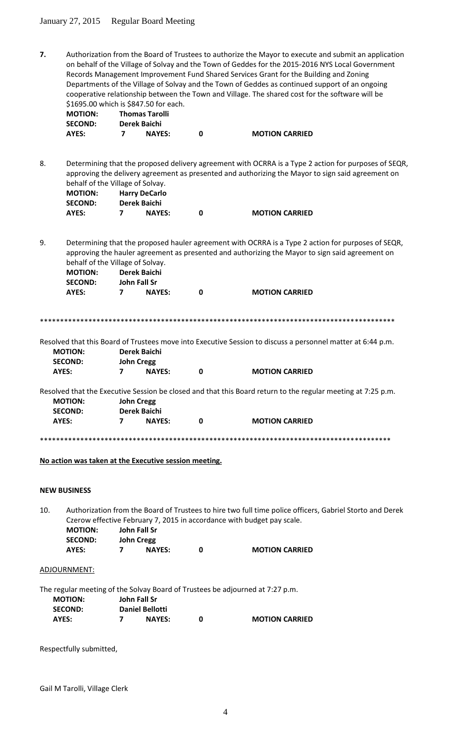**7.** Authorization from the Board of Trustees to authorize the Mayor to execute and submit an application on behalf of the Village of Solvay and the Town of Geddes for the 2015-2016 NYS Local Government Records Management Improvement Fund Shared Services Grant for the Building and Zoning Departments of the Village of Solvay and the Town of Geddes as continued support of an ongoing cooperative relationship between the Town and Village. The shared cost for the software will be $1695.00 which is $847.50 for each.

**MOTION:** **Thomas Tarolli**
**SECOND:** **Derek Baichi**
**AYES:** **7** **NAYES:** **0** **MOTION CARRIED**

8. Determining that the proposed delivery agreement with OCRRA is a Type 2 action for purposes of SEQR, approving the delivery agreement as presented and authorizing the Mayor to sign said agreement on behalf of the Village of Solvay.

**MOTION:** **Harry DeCarlo**
**SECOND:** **Derek Baichi**
**AYES:** **7** **NAYES:** **0** **MOTION CARRIED**

9. Determining that the proposed hauler agreement with OCRRA is a Type 2 action for purposes of SEQR, approving the hauler agreement as presented and authorizing the Mayor to sign said agreement on behalf of the Village of Solvay.

**MOTION:** **Derek Baichi**
**SECOND:** **John Fall Sr**
**AYES:** **7** **NAYES:** **0** **MOTION CARRIED**

*************************************************************************************

Resolved that this Board of Trustees move into Executive Session to discuss a personnel matter at 6:44 p.m.

**MOTION:** **Derek Baichi**
**SECOND:** **John Cregg**
**AYES:** **7** **NAYES:** **0** **MOTION CARRIED**

Resolved that the Executive Session be closed and that this Board return to the regular meeting at 7:25 p.m.

**MOTION:** **John Cregg**
**SECOND:** **Derek Baichi**
**AYES:** **7** **NAYES:** **0** **MOTION CARRIED**

*************************************************************************************

**No action was taken at the Executive session meeting.**

**NEW BUSINESS**

10. Authorization from the Board of Trustees to hire two full time police officers, Gabriel Storto and Derek Czerow effective February 7, 2015 in accordance with budget pay scale.

**MOTION:** **John Fall Sr**
**SECOND:** **John Cregg**
**AYES:** **7** **NAYES:** **0** **MOTION CARRIED**

ADJOURNMENT:

The regular meeting of the Solvay Board of Trustees be adjourned at 7:27 p.m.

**MOTION:** **John Fall Sr**
**SECOND:** **Daniel Bellotti**
**AYES:** **7** **NAYES:** **0** **MOTION CARRIED**

Respectfully submitted,

Gail M Tarolli, Village Clerk